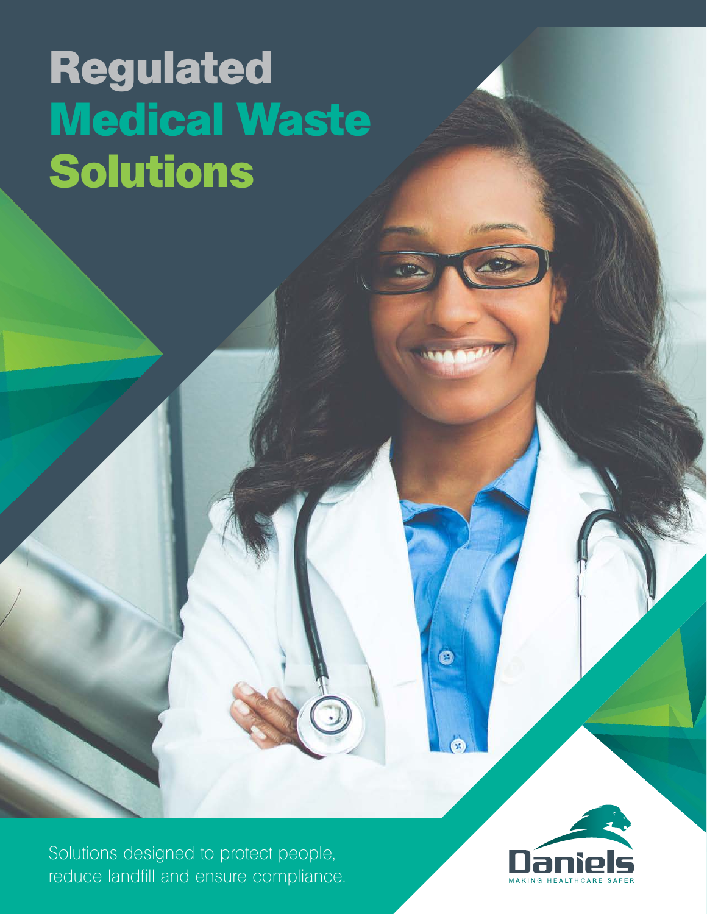# Regulated Medical Waste Solutions

Solutions designed to protect people, reduce landfill and ensure compliance.

Daniels

MAKING HEALTHCARE SAFER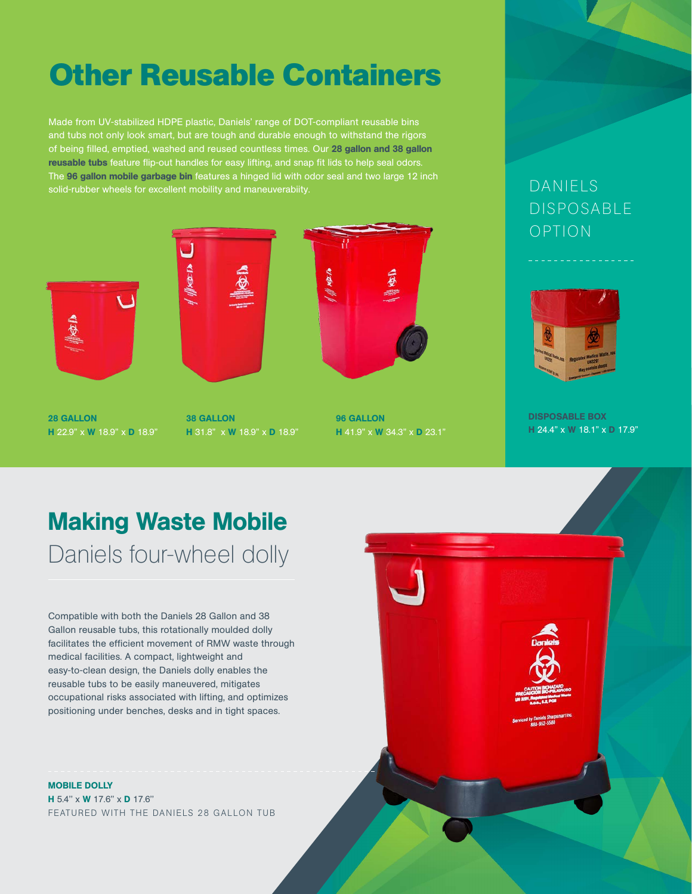# Other Reusable Containers

Made from UV-stabilized HDPE plastic, Daniels' range of DOT-compliant reusable bins and tubs not only look smart, but are tough and durable enough to withstand the rigors of being filled, emptied, washed and reused countless times. Our **28 gallon and 38 gallon reusable tubs** feature flip-out handles for easy lifting, and snap fit lids to help seal odors. The **96 gallon mobile garbage bin** features a hinged lid with odor seal and two large 12 inch solid-rubber wheels for excellent mobility and maneuverabiity.

**28 GALLON**
**H** 22.9" x **W** 18.9" x **D** 18.9"

**38 GALLON**
**H** 31.8" x **W** 18.9" x **D** 18.9"

**96 GALLON**
**H** 41.9" x **W** 34.3" x **D** 23.1"

## DANIELS DISPOSABLE OPTION

**DISPOSABLE BOX**
**H** 24.4" x **W** 18.1" x **D** 17.9"

# Making Waste Mobile

## Daniels four-wheel dolly

Compatible with both the Daniels 28 Gallon and 38 Gallon reusable tubs, this rotationally moulded dolly facilitates the efficient movement of RMW waste through medical facilities. A compact, lightweight and easy-to-clean design, the Daniels dolly enables the reusable tubs to be easily maneuvered, mitigates occupational risks associated with lifting, and optimizes positioning under benches, desks and in tight spaces.

**MOBILE DOLLY**
**H** 5.4" x **W** 17.6" x **D** 17.6"
FEATURED WITH THE DANIELS 28 GALLON TUB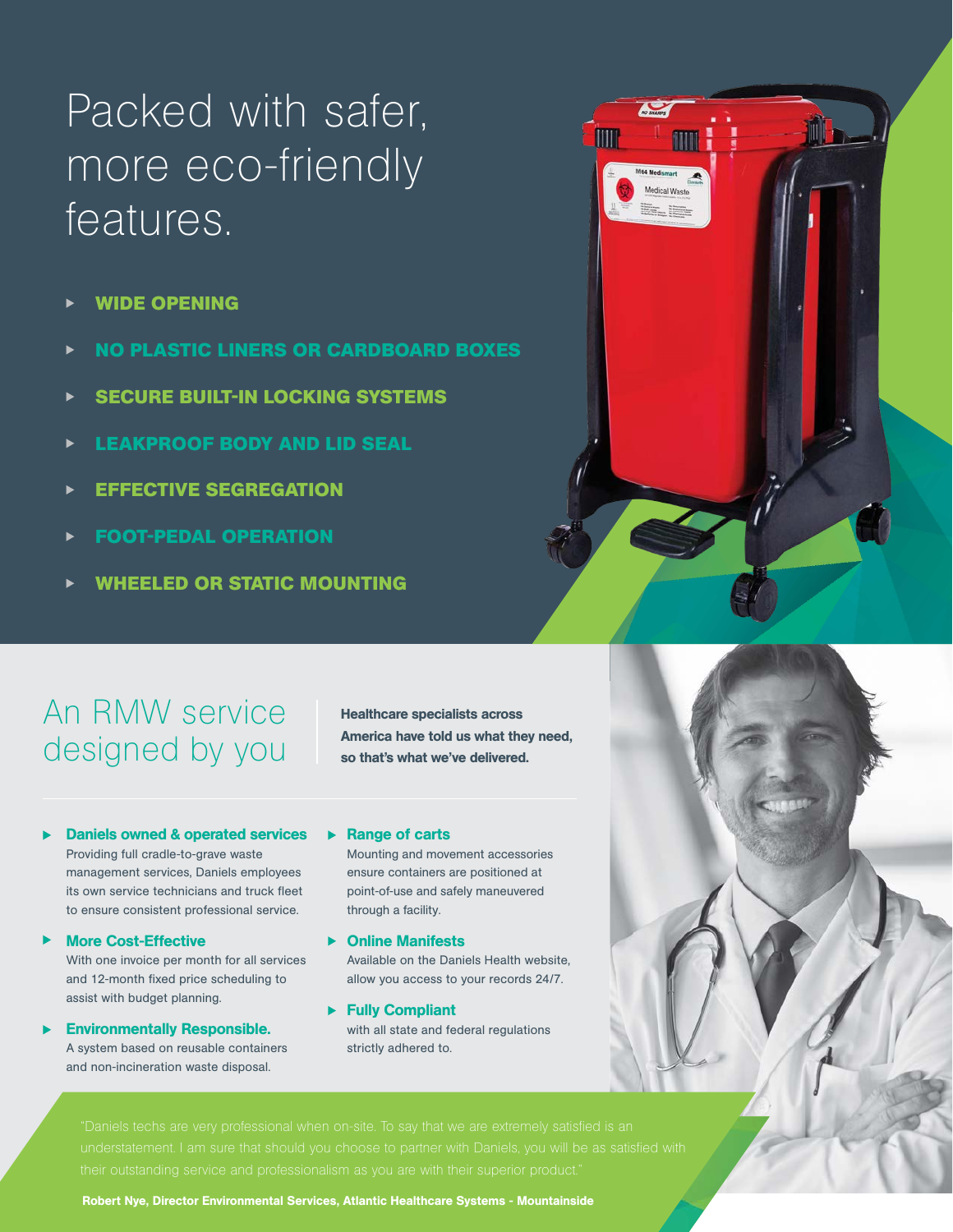# Packed with safer, more eco-friendly features.

- WIDE OPENING
- NO PLASTIC LINERS OR CARDBOARD BOXES
- SECURE BUILT-IN LOCKING SYSTEMS
- LEAKPROOF BODY AND LID SEAL
- EFFECTIVE SEGREGATION
- FOOT-PEDAL OPERATION
- WHEELED OR STATIC MOUNTING

## An RMW service designed by you

**Healthcare specialists across America have told us what they need, so that's what we've delivered.**

- **Daniels owned & operated services**
  Providing full cradle-to-grave waste management services, Daniels employees its own service technicians and truck fleet to ensure consistent professional service.
- **More Cost-Effective**
  With one invoice per month for all services and 12-month fixed price scheduling to assist with budget planning.
- **Environmentally Responsible.**
  A system based on reusable containers and non-incineration waste disposal.
- **Range of carts**
  Mounting and movement accessories ensure containers are positioned at point-of-use and safely maneuvered through a facility.
- **Online Manifests**
  Available on the Daniels Health website, allow you access to your records 24/7.
- **Fully Compliant**
  with all state and federal regulations strictly adhered to.

"Daniels techs are very professional when on-site. To say that we are extremely satisfied is an understatement. I am sure that should you choose to partner with Daniels, you will be as satisfied with their outstanding service and professionalism as you are with their superior product."

**Robert Nye, Director Environmental Services, Atlantic Healthcare Systems - Mountainside**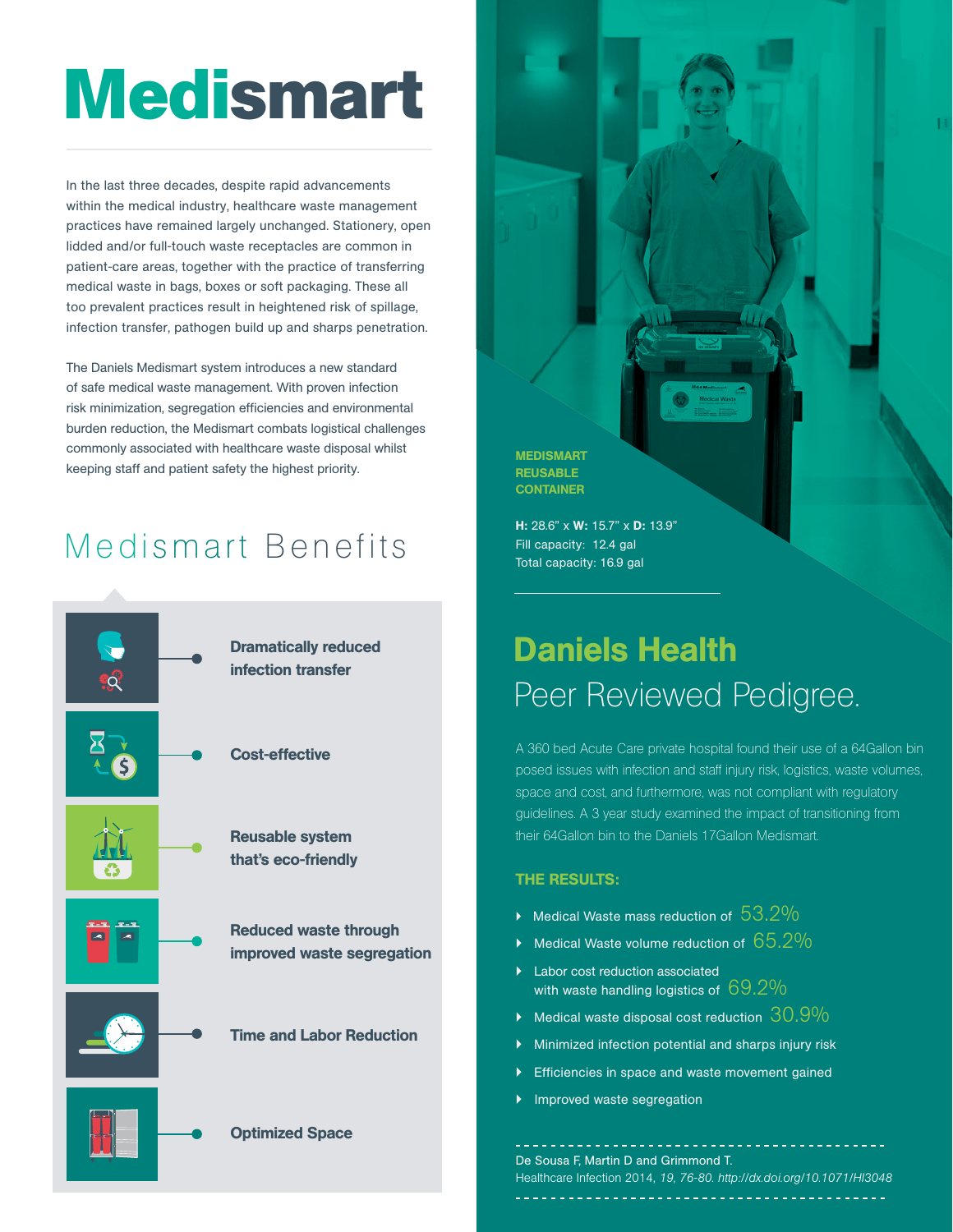# Medismart

In the last three decades, despite rapid advancements within the medical industry, healthcare waste management practices have remained largely unchanged. Stationery, open lidded and/or full-touch waste receptacles are common in patient-care areas, together with the practice of transferring medical waste in bags, boxes or soft packaging. These all too prevalent practices result in heightened risk of spillage, infection transfer, pathogen build up and sharps penetration.

The Daniels Medismart system introduces a new standard of safe medical waste management. With proven infection risk minimization, segregation efficiencies and environmental burden reduction, the Medismart combats logistical challenges commonly associated with healthcare waste disposal whilst keeping staff and patient safety the highest priority.

## Medismart Benefits

- **Dramatically reduced infection transfer**
- **Cost-effective**
- **Reusable system that's eco-friendly**
- **Reduced waste through improved waste segregation**
- **Time and Labor Reduction**
- **Optimized Space**

**MEDISMART REUSABLE CONTAINER**

**H:** 28.6" x **W:** 15.7" x **D:** 13.9"
Fill capacity: 12.4 gal
Total capacity: 16.9 gal

## Daniels Health

## Peer Reviewed Pedigree.

A 360 bed Acute Care private hospital found their use of a 64Gallon bin posed issues with infection and staff injury risk, logistics, waste volumes, space and cost, and furthermore, was not compliant with regulatory guidelines. A 3 year study examined the impact of transitioning from their 64Gallon bin to the Daniels 17Gallon Medismart.

### THE RESULTS:

- Medical Waste mass reduction of 53.2%
- Medical Waste volume reduction of 65.2%
- Labor cost reduction associated with waste handling logistics of 69.2%
- Medical waste disposal cost reduction 30.9%
- Minimized infection potential and sharps injury risk
- Efficiencies in space and waste movement gained
- Improved waste segregation

De Sousa F, Martin D and Grimmond T.
Healthcare Infection 2014, *19, 76-80. http://dx.doi.org/10.1071/HI3048*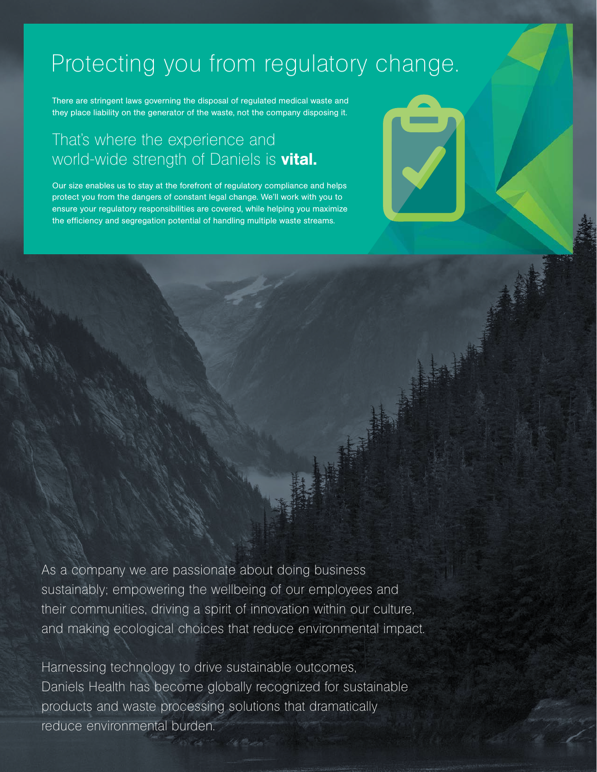# Protecting you from regulatory change.

There are stringent laws governing the disposal of regulated medical waste and they place liability on the generator of the waste, not the company disposing it.

## That's where the experience and world-wide strength of Daniels is **vital.**

Our size enables us to stay at the forefront of regulatory compliance and helps protect you from the dangers of constant legal change. We'll work with you to ensure your regulatory responsibilities are covered, while helping you maximize the efficiency and segregation potential of handling multiple waste streams.

As a company we are passionate about doing business sustainably; empowering the wellbeing of our employees and their communities, driving a spirit of innovation within our culture, and making ecological choices that reduce environmental impact.

Harnessing technology to drive sustainable outcomes, Daniels Health has become globally recognized for sustainable products and waste processing solutions that dramatically reduce environmental burden.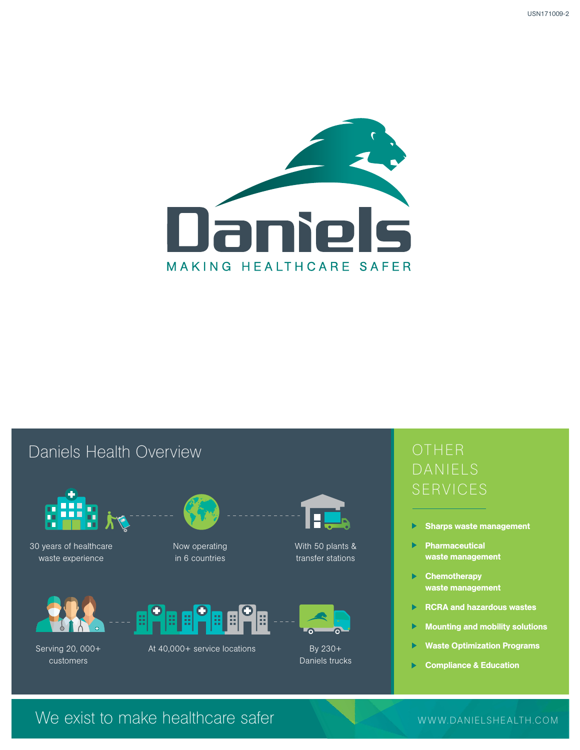USN171009-2

# Daniels

MAKING HEALTHCARE SAFER

## Daniels Health Overview

30 years of healthcare waste experience

Now operating in 6 countries

With 50 plants & transfer stations

Serving 20, 000+ customers

At 40,000+ service locations

By 230+ Daniels trucks

## OTHER DANIELS SERVICES

- **Sharps waste management**
- **Pharmaceutical waste management**
- **Chemotherapy waste management**
- **RCRA and hazardous wastes**
- **Mounting and mobility solutions**
- **Waste Optimization Programs**
- **Compliance & Education**

We exist to make healthcare safer

WWW.DANIELSHEALTH.COM